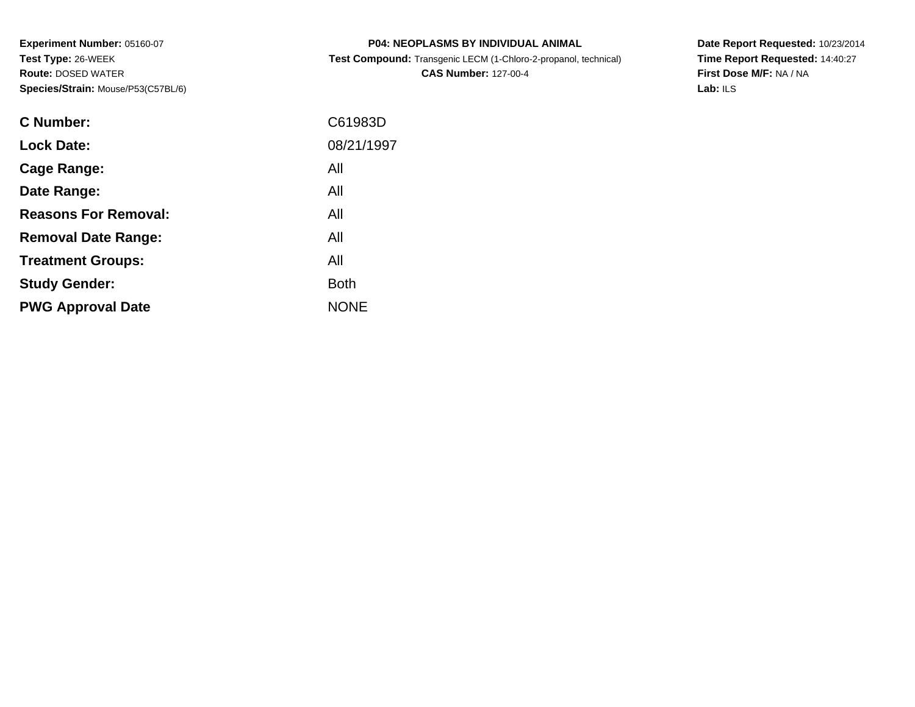**Experiment Number:** 05160-07
**Test Type:** 26-WEEK
**Route:** DOSED WATER
**Species/Strain:** Mouse/P53(C57BL/6)

**P04: NEOPLASMS BY INDIVIDUAL ANIMAL**
**Test Compound:** Transgenic LECM (1-Chloro-2-propanol, technical)
**CAS Number:** 127-00-4

**Date Report Requested:** 10/23/2014
**Time Report Requested:** 14:40:27
**First Dose M/F:** NA / NA
**Lab:** ILS

| | |
|---|---|
| **C Number:** | C61983D |
| **Lock Date:** | 08/21/1997 |
| **Cage Range:** | All |
| **Date Range:** | All |
| **Reasons For Removal:** | All |
| **Removal Date Range:** | All |
| **Treatment Groups:** | All |
| **Study Gender:** | Both |
| **PWG Approval Date** | NONE |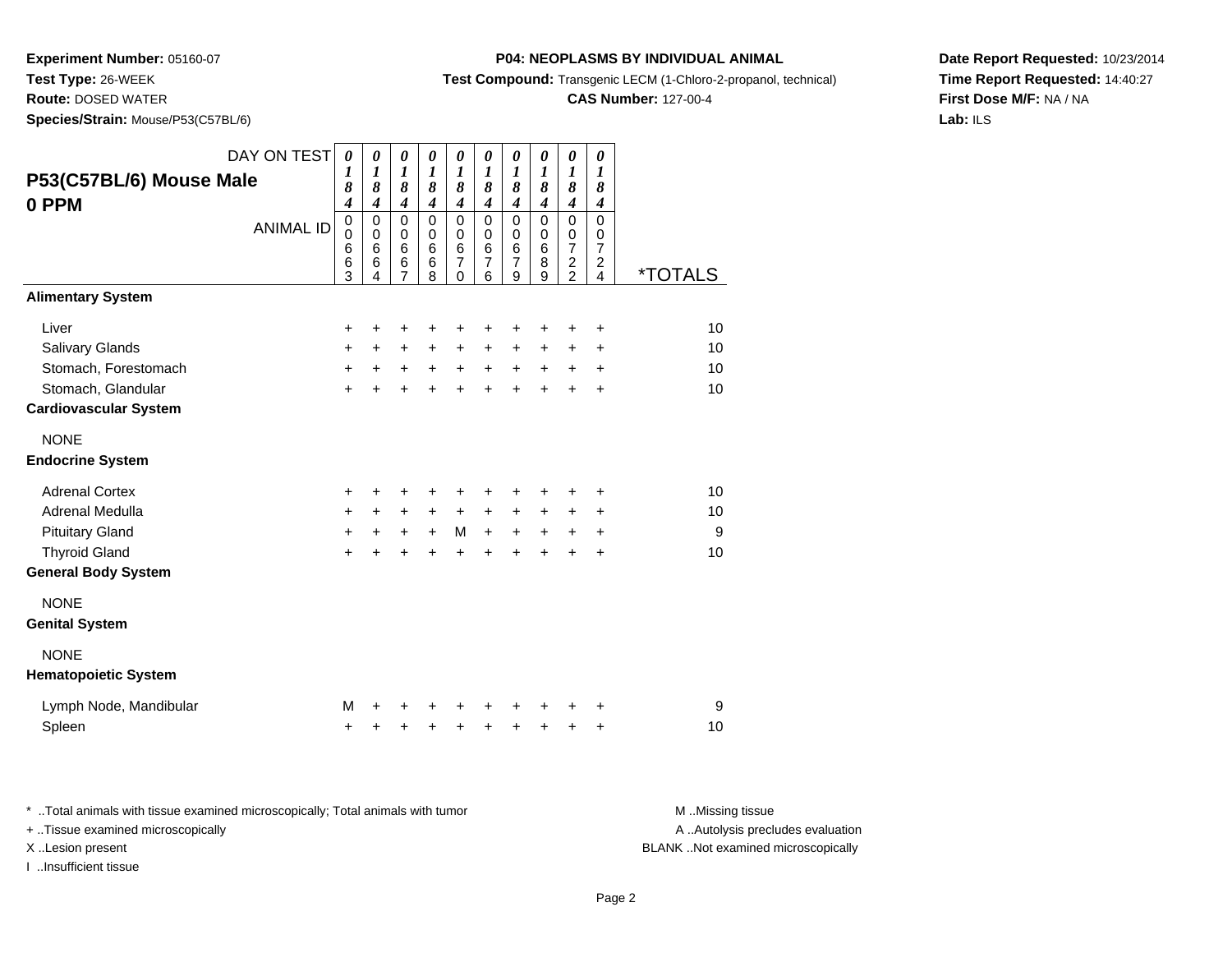**Experiment Number:** 05160-07
**Test Type:** 26-WEEK
**Route:** DOSED WATER
**Species/Strain:** Mouse/P53(C57BL/6)

**P04: NEOPLASMS BY INDIVIDUAL ANIMAL**
**Test Compound:** Transgenic LECM (1-Chloro-2-propanol, technical)
**CAS Number:** 127-00-4

**Date Report Requested:** 10/23/2014
**Time Report Requested:** 14:40:27
**First Dose M/F:** NA / NA
**Lab:** ILS

## P53(C57BL/6) Mouse Male
## 0 PPM

| DAY ON TEST | 0184 | 0184 | 0184 | 0184 | 0184 | 0184 | 0184 | 0184 | 0184 | 0184 | |
|---|---|---|---|---|---|---|---|---|---|---|---|
| ANIMAL ID | 00663 | 00664 | 00667 | 00668 | 00670 | 00676 | 00679 | 00689 | 00722 | 00724 | *TOTALS |
| **Alimentary System** | | | | | | | | | | | |
| Liver | + | + | + | + | + | + | + | + | + | + | 10 |
| Salivary Glands | + | + | + | + | + | + | + | + | + | + | 10 |
| Stomach, Forestomach | + | + | + | + | + | + | + | + | + | + | 10 |
| Stomach, Glandular | + | + | + | + | + | + | + | + | + | + | 10 |
| **Cardiovascular System** | | | | | | | | | | | |
| NONE | | | | | | | | | | | |
| **Endocrine System** | | | | | | | | | | | |
| Adrenal Cortex | + | + | + | + | + | + | + | + | + | + | 10 |
| Adrenal Medulla | + | + | + | + | + | + | + | + | + | + | 10 |
| Pituitary Gland | + | + | + | + | M | + | + | + | + | + | 9 |
| Thyroid Gland | + | + | + | + | + | + | + | + | + | + | 10 |
| **General Body System** | | | | | | | | | | | |
| NONE | | | | | | | | | | | |
| **Genital System** | | | | | | | | | | | |
| NONE | | | | | | | | | | | |
| **Hematopoietic System** | | | | | | | | | | | |
| Lymph Node, Mandibular | M | + | + | + | + | + | + | + | + | + | 9 |
| Spleen | + | + | + | + | + | + | + | + | + | + | 10 |

\* ..Total animals with tissue examined microscopically; Total animals with tumor
+ ..Tissue examined microscopically
X ..Lesion present
I ..Insufficient tissue

M ..Missing tissue
A ..Autolysis precludes evaluation
BLANK ..Not examined microscopically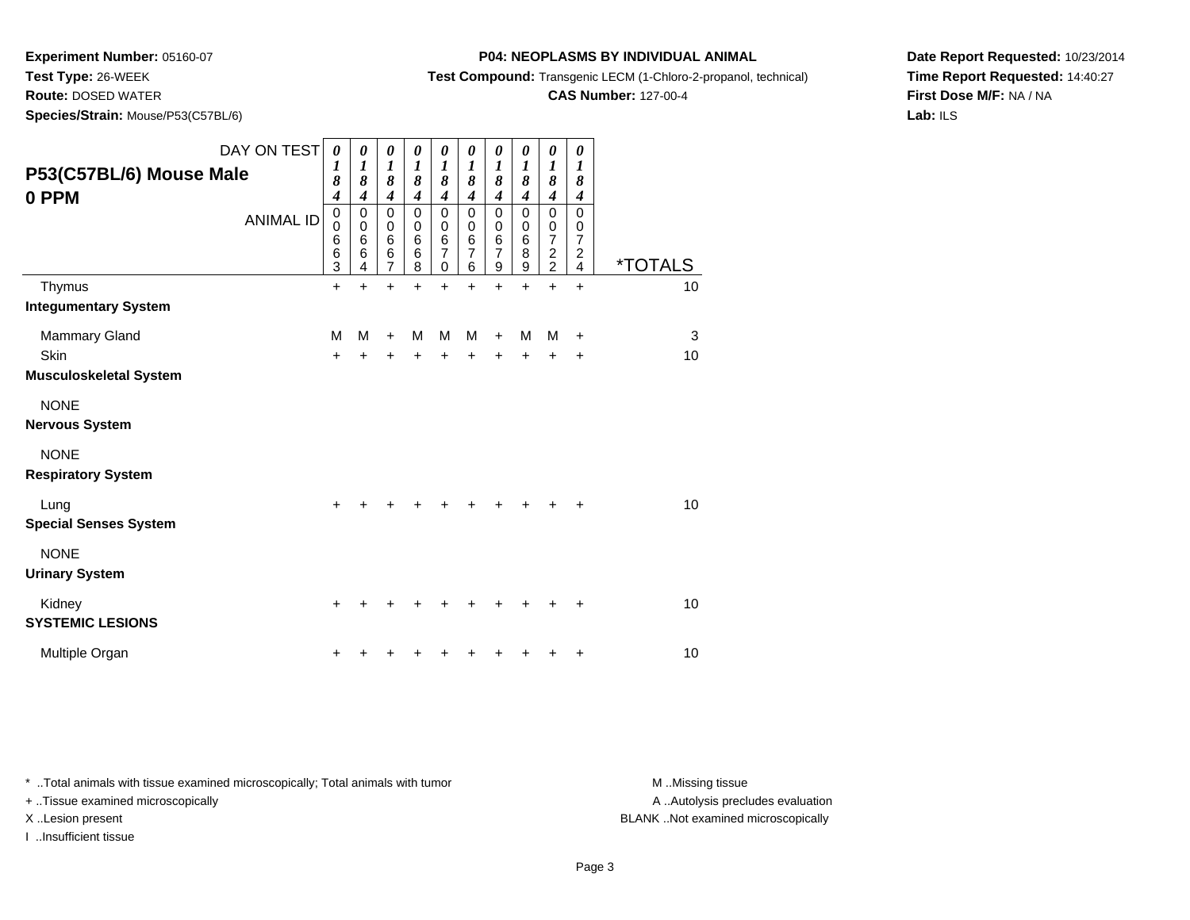**Experiment Number:** 05160-07

**Test Type:** 26-WEEK

**Route:** DOSED WATER

**Species/Strain:** Mouse/P53(C57BL/6)

**P04: NEOPLASMS BY INDIVIDUAL ANIMAL**

**Test Compound:** Transgenic LECM (1-Chloro-2-propanol, technical)

**CAS Number:** 127-00-4

**Date Report Requested:** 10/23/2014

**Time Report Requested:** 14:40:27

**First Dose M/F:** NA / NA

**Lab:** ILS

## P53(C57BL/6) Mouse Male 0 PPM

| DAY ON TEST | 0184 | 0184 | 0184 | 0184 | 0184 | 0184 | 0184 | 0184 | 0184 | 0184 | |
|---|---|---|---|---|---|---|---|---|---|---|---|
| ANIMAL ID | 00663 | 00664 | 00667 | 00668 | 00670 | 00676 | 00679 | 00689 | 00722 | 00724 | *TOTALS |
| Thymus | + | + | + | + | + | + | + | + | + | + | 10 |
| **Integumentary System** | | | | | | | | | | | |
| Mammary Gland | M | M | + | M | M | M | + | M | M | + | 3 |
| Skin | + | + | + | + | + | + | + | + | + | + | 10 |
| **Musculoskeletal System** | | | | | | | | | | | |
| NONE | | | | | | | | | | | |
| **Nervous System** | | | | | | | | | | | |
| NONE | | | | | | | | | | | |
| **Respiratory System** | | | | | | | | | | | |
| Lung | + | + | + | + | + | + | + | + | + | + | 10 |
| **Special Senses System** | | | | | | | | | | | |
| NONE | | | | | | | | | | | |
| **Urinary System** | | | | | | | | | | | |
| Kidney | + | + | + | + | + | + | + | + | + | + | 10 |
| **SYSTEMIC LESIONS** | | | | | | | | | | | |
| Multiple Organ | + | + | + | + | + | + | + | + | + | + | 10 |

* ..Total animals with tissue examined microscopically; Total animals with tumor
+ ..Tissue examined microscopically
X ..Lesion present
I ..Insufficient tissue

M ..Missing tissue
A ..Autolysis precludes evaluation
BLANK ..Not examined microscopically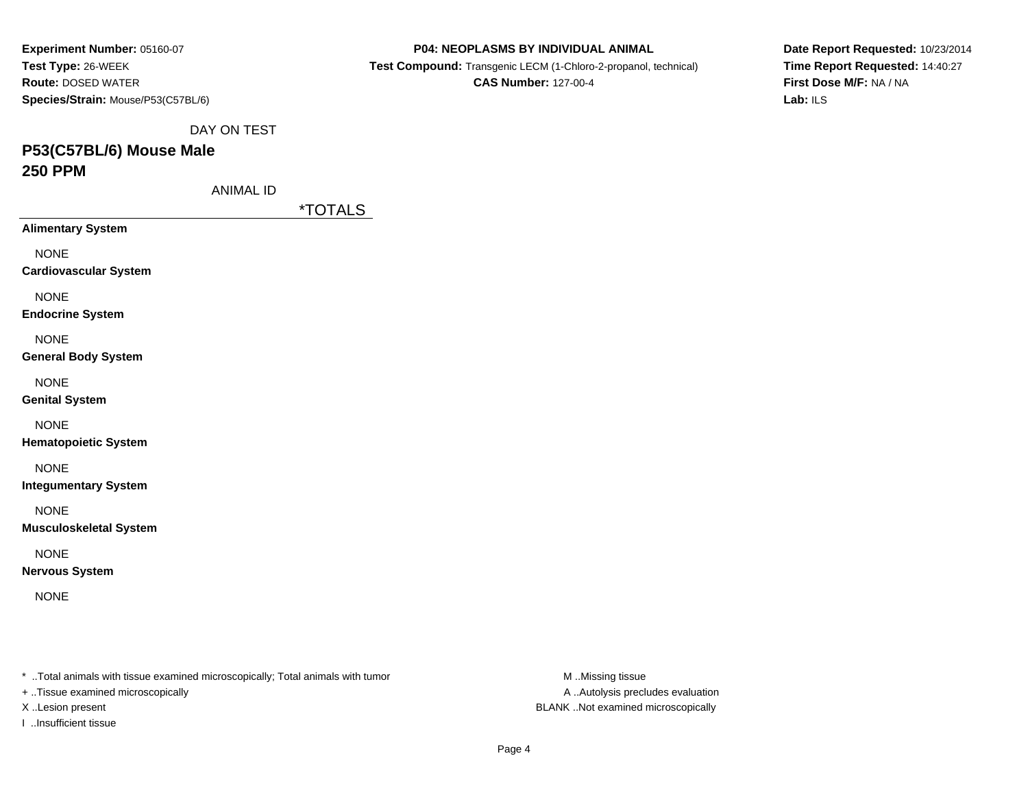**Experiment Number:** 05160-07
**Test Type:** 26-WEEK
**Route:** DOSED WATER
**Species/Strain:** Mouse/P53(C57BL/6)

**P04: NEOPLASMS BY INDIVIDUAL ANIMAL**
**Test Compound:** Transgenic LECM (1-Chloro-2-propanol, technical)
**CAS Number:** 127-00-4

**Date Report Requested:** 10/23/2014
**Time Report Requested:** 14:40:27
**First Dose M/F:** NA / NA
**Lab:** ILS

DAY ON TEST

## P53(C57BL/6) Mouse Male
## 250 PPM

ANIMAL ID

| | *TOTALS |
|---|---|
| **Alimentary System** | |
| NONE | |
| **Cardiovascular System** | |
| NONE | |
| **Endocrine System** | |
| NONE | |
| **General Body System** | |
| NONE | |
| **Genital System** | |
| NONE | |
| **Hematopoietic System** | |
| NONE | |
| **Integumentary System** | |
| NONE | |
| **Musculoskeletal System** | |
| NONE | |
| **Nervous System** | |
| NONE | |

* ..Total animals with tissue examined microscopically; Total animals with tumor
+ ..Tissue examined microscopically
X ..Lesion present
I ..Insufficient tissue

M ..Missing tissue
A ..Autolysis precludes evaluation
BLANK ..Not examined microscopically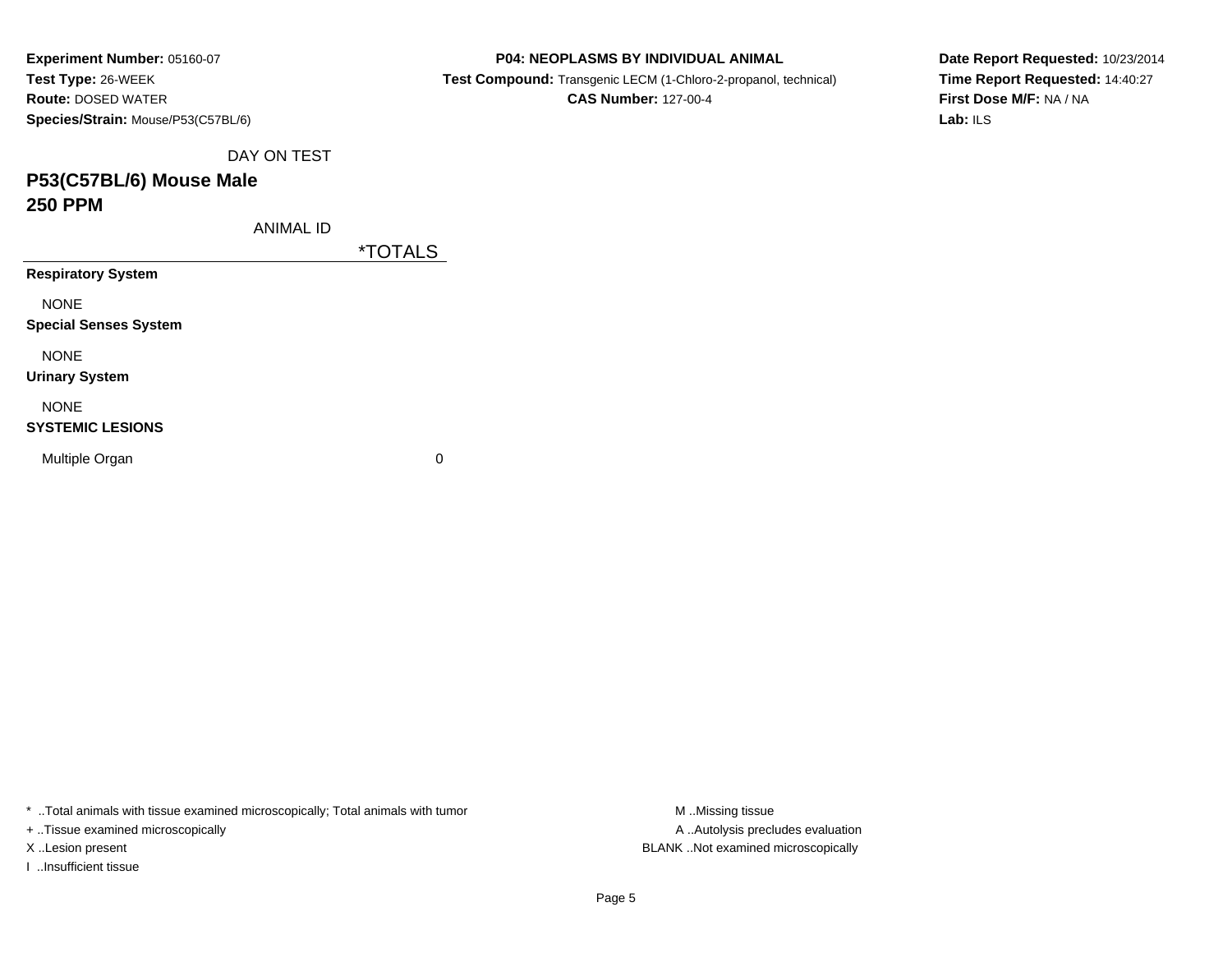**Experiment Number:** 05160-07
**Test Type:** 26-WEEK
**Route:** DOSED WATER
**Species/Strain:** Mouse/P53(C57BL/6)

**P04: NEOPLASMS BY INDIVIDUAL ANIMAL**
**Test Compound:** Transgenic LECM (1-Chloro-2-propanol, technical)
**CAS Number:** 127-00-4

**Date Report Requested:** 10/23/2014
**Time Report Requested:** 14:40:27
**First Dose M/F:** NA / NA
**Lab:** ILS

DAY ON TEST

## P53(C57BL/6) Mouse Male
## 250 PPM

ANIMAL ID

| | *TOTALS |
|---|---|
| **Respiratory System** | |
| NONE | |
| **Special Senses System** | |
| NONE | |
| **Urinary System** | |
| NONE | |
| **SYSTEMIC LESIONS** | |
| Multiple Organ | 0 |

* ..Total animals with tissue examined microscopically; Total animals with tumor
+ ..Tissue examined microscopically
X ..Lesion present
I ..Insufficient tissue

M ..Missing tissue
A ..Autolysis precludes evaluation
BLANK ..Not examined microscopically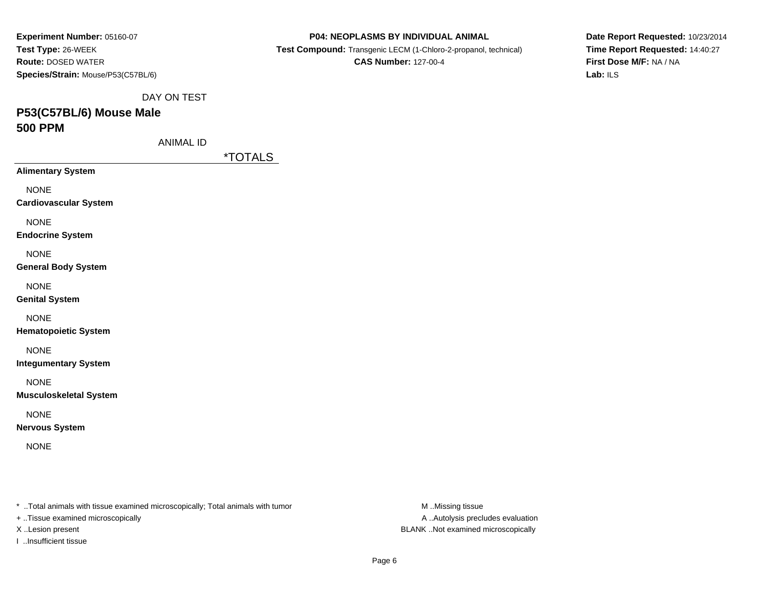**Experiment Number:** 05160-07
**Test Type:** 26-WEEK
**Route:** DOSED WATER
**Species/Strain:** Mouse/P53(C57BL/6)

**P04: NEOPLASMS BY INDIVIDUAL ANIMAL**
**Test Compound:** Transgenic LECM (1-Chloro-2-propanol, technical)
**CAS Number:** 127-00-4

**Date Report Requested:** 10/23/2014
**Time Report Requested:** 14:40:27
**First Dose M/F:** NA / NA
**Lab:** ILS

DAY ON TEST

## P53(C57BL/6) Mouse Male
## 500 PPM

ANIMAL ID

| | *TOTALS |
|---|---|
| **Alimentary System** | |
| NONE | |
| **Cardiovascular System** | |
| NONE | |
| **Endocrine System** | |
| NONE | |
| **General Body System** | |
| NONE | |
| **Genital System** | |
| NONE | |
| **Hematopoietic System** | |
| NONE | |
| **Integumentary System** | |
| NONE | |
| **Musculoskeletal System** | |
| NONE | |
| **Nervous System** | |
| NONE | |

* ..Total animals with tissue examined microscopically; Total animals with tumor
+ ..Tissue examined microscopically
X ..Lesion present
I ..Insufficient tissue

M ..Missing tissue
A ..Autolysis precludes evaluation
BLANK ..Not examined microscopically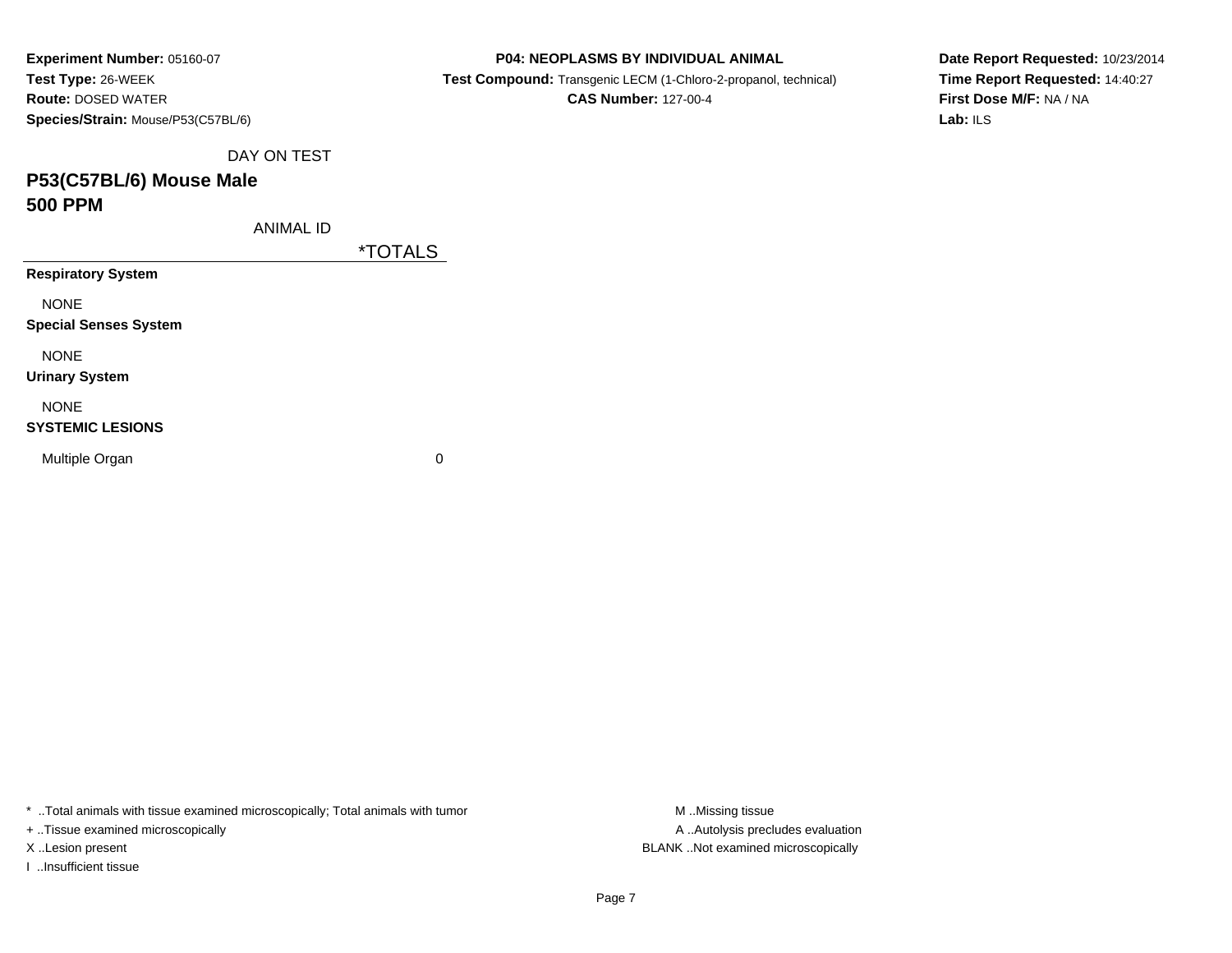**Experiment Number:** 05160-07
**Test Type:** 26-WEEK
**Route:** DOSED WATER
**Species/Strain:** Mouse/P53(C57BL/6)

**P04: NEOPLASMS BY INDIVIDUAL ANIMAL**
**Test Compound:** Transgenic LECM (1-Chloro-2-propanol, technical)
**CAS Number:** 127-00-4

**Date Report Requested:** 10/23/2014
**Time Report Requested:** 14:40:27
**First Dose M/F:** NA / NA
**Lab:** ILS

DAY ON TEST

## P53(C57BL/6) Mouse Male
## 500 PPM

ANIMAL ID

| | *TOTALS |
|---|---|
| **Respiratory System** | |
| NONE | |
| **Special Senses System** | |
| NONE | |
| **Urinary System** | |
| NONE | |
| **SYSTEMIC LESIONS** | |
| Multiple Organ | 0 |

* ..Total animals with tissue examined microscopically; Total animals with tumor
+ ..Tissue examined microscopically
X ..Lesion present
I ..Insufficient tissue

M ..Missing tissue
A ..Autolysis precludes evaluation
BLANK ..Not examined microscopically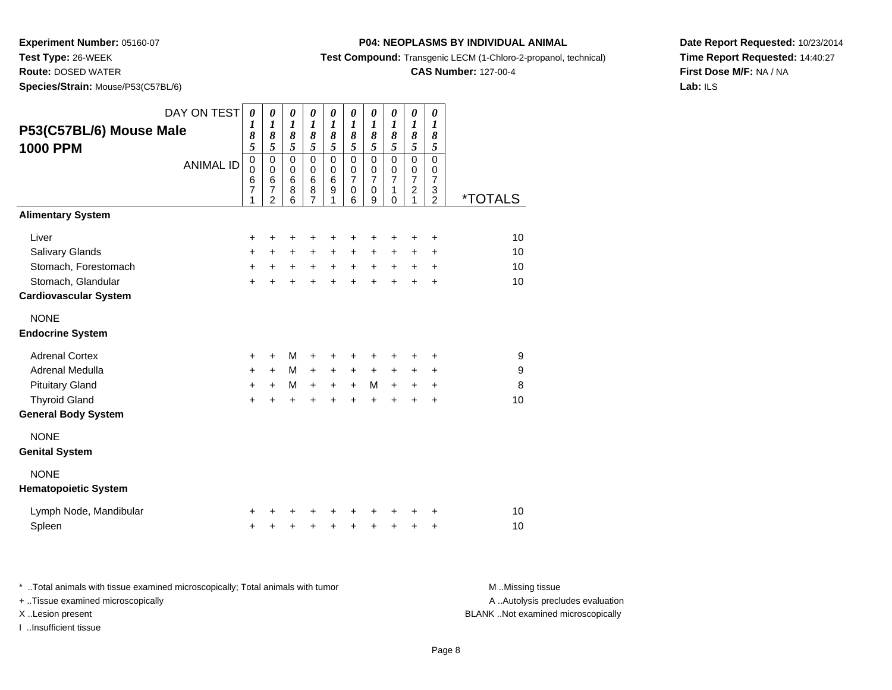**Experiment Number:** 05160-07
**Test Type:** 26-WEEK
**Route:** DOSED WATER
**Species/Strain:** Mouse/P53(C57BL/6)

**P04: NEOPLASMS BY INDIVIDUAL ANIMAL**
**Test Compound:** Transgenic LECM (1-Chloro-2-propanol, technical)
**CAS Number:** 127-00-4

**Date Report Requested:** 10/23/2014
**Time Report Requested:** 14:40:27
**First Dose M/F:** NA / NA
**Lab:** ILS

## P53(C57BL/6) Mouse Male 1000 PPM

| DAY ON TEST | 0185 | 0185 | 0185 | 0185 | 0185 | 0185 | 0185 | 0185 | 0185 | 0185 | |
|---|---|---|---|---|---|---|---|---|---|---|---|
| ANIMAL ID | 00671 | 00672 | 00686 | 00687 | 00691 | 00706 | 00709 | 00710 | 00721 | 00732 | *TOTALS |
| **Alimentary System** | | | | | | | | | | | |
| Liver | + | + | + | + | + | + | + | + | + | + | 10 |
| Salivary Glands | + | + | + | + | + | + | + | + | + | + | 10 |
| Stomach, Forestomach | + | + | + | + | + | + | + | + | + | + | 10 |
| Stomach, Glandular | + | + | + | + | + | + | + | + | + | + | 10 |
| **Cardiovascular System** | | | | | | | | | | | |
| NONE | | | | | | | | | | | |
| **Endocrine System** | | | | | | | | | | | |
| Adrenal Cortex | + | + | M | + | + | + | + | + | + | + | 9 |
| Adrenal Medulla | + | + | M | + | + | + | + | + | + | + | 9 |
| Pituitary Gland | + | + | M | + | + | + | M | + | + | + | 8 |
| Thyroid Gland | + | + | + | + | + | + | + | + | + | + | 10 |
| **General Body System** | | | | | | | | | | | |
| NONE | | | | | | | | | | | |
| **Genital System** | | | | | | | | | | | |
| NONE | | | | | | | | | | | |
| **Hematopoietic System** | | | | | | | | | | | |
| Lymph Node, Mandibular | + | + | + | + | + | + | + | + | + | + | 10 |
| Spleen | + | + | + | + | + | + | + | + | + | + | 10 |

* ..Total animals with tissue examined microscopically; Total animals with tumor
+ ..Tissue examined microscopically
X ..Lesion present
I ..Insufficient tissue

M ..Missing tissue
A ..Autolysis precludes evaluation
BLANK ..Not examined microscopically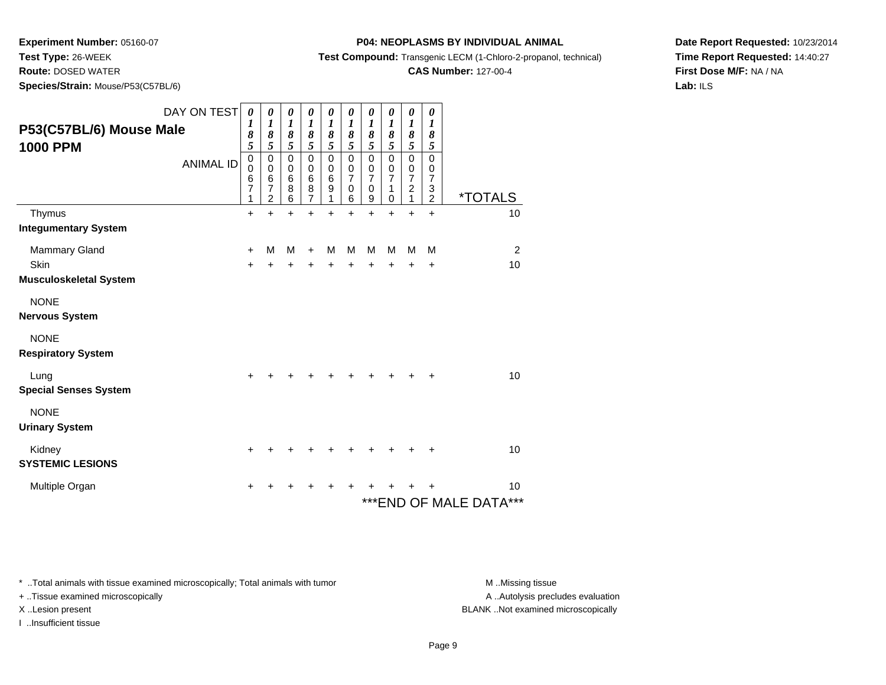**Experiment Number:** 05160-07
**Test Type:** 26-WEEK
**Route:** DOSED WATER
**Species/Strain:** Mouse/P53(C57BL/6)

**P04: NEOPLASMS BY INDIVIDUAL ANIMAL**
**Test Compound:** Transgenic LECM (1-Chloro-2-propanol, technical)
**CAS Number:** 127-00-4

**Date Report Requested:** 10/23/2014
**Time Report Requested:** 14:40:27
**First Dose M/F:** NA / NA
**Lab:** ILS

## P53(C57BL/6) Mouse Male 1000 PPM

| DAY ON TEST | 0185 | 0185 | 0185 | 0185 | 0185 | 0185 | 0185 | 0185 | 0185 | 0185 | |
|---|---|---|---|---|---|---|---|---|---|---|---|
| ANIMAL ID | 00671 | 00672 | 00686 | 00687 | 00691 | 00706 | 00709 | 00710 | 00721 | 00732 | *TOTALS |
| Thymus | + | + | + | + | + | + | + | + | + | + | 10 |
| **Integumentary System** | | | | | | | | | | | |
| Mammary Gland | + | M | M | + | M | M | M | M | M | M | 2 |
| Skin | + | + | + | + | + | + | + | + | + | + | 10 |
| **Musculoskeletal System** | | | | | | | | | | | |
| NONE | | | | | | | | | | | |
| **Nervous System** | | | | | | | | | | | |
| NONE | | | | | | | | | | | |
| **Respiratory System** | | | | | | | | | | | |
| Lung | + | + | + | + | + | + | + | + | + | + | 10 |
| **Special Senses System** | | | | | | | | | | | |
| NONE | | | | | | | | | | | |
| **Urinary System** | | | | | | | | | | | |
| Kidney | + | + | + | + | + | + | + | + | + | + | 10 |
| **SYSTEMIC LESIONS** | | | | | | | | | | | |
| Multiple Organ | + | + | + | + | + | + | + | + | + | + | 10 |

***END OF MALE DATA***

* ..Total animals with tissue examined microscopically; Total animals with tumor
+ ..Tissue examined microscopically
X ..Lesion present
I ..Insufficient tissue

M ..Missing tissue
A ..Autolysis precludes evaluation
BLANK ..Not examined microscopically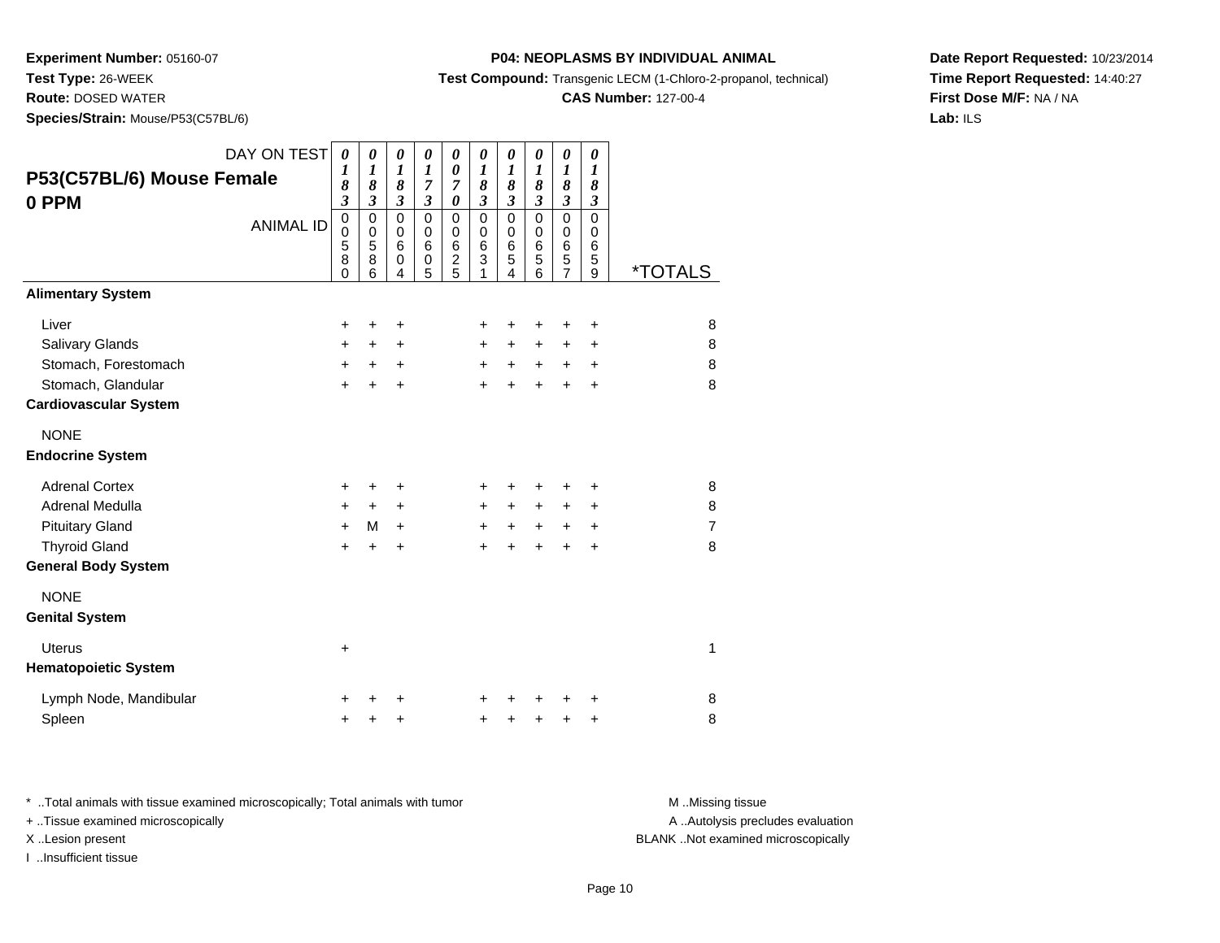**Experiment Number:** 05160-07
**Test Type:** 26-WEEK
**Route:** DOSED WATER
**Species/Strain:** Mouse/P53(C57BL/6)

**P04: NEOPLASMS BY INDIVIDUAL ANIMAL**
**Test Compound:** Transgenic LECM (1-Chloro-2-propanol, technical)
**CAS Number:** 127-00-4

**Date Report Requested:** 10/23/2014
**Time Report Requested:** 14:40:27
**First Dose M/F:** NA / NA
**Lab:** ILS

## P53(C57BL/6) Mouse Female 0 PPM

| DAY ON TEST | 0183 | 0183 | 0183 | 0173 | 0070 | 0183 | 0183 | 0183 | 0183 | 0183 | |
|---|---|---|---|---|---|---|---|---|---|---|---|
| ANIMAL ID | 00580 | 00586 | 00604 | 00605 | 00625 | 00631 | 00654 | 00656 | 00657 | 00659 | *TOTALS |
| **Alimentary System** | | | | | | | | | | | |
| Liver | + | + | + | | | + | + | + | + | + | 8 |
| Salivary Glands | + | + | + | | | + | + | + | + | + | 8 |
| Stomach, Forestomach | + | + | + | | | + | + | + | + | + | 8 |
| Stomach, Glandular | + | + | + | | | + | + | + | + | + | 8 |
| **Cardiovascular System** | | | | | | | | | | | |
| NONE | | | | | | | | | | | |
| **Endocrine System** | | | | | | | | | | | |
| Adrenal Cortex | + | + | + | | | + | + | + | + | + | 8 |
| Adrenal Medulla | + | + | + | | | + | + | + | + | + | 8 |
| Pituitary Gland | + | M | + | | | + | + | + | + | + | 7 |
| Thyroid Gland | + | + | + | | | + | + | + | + | + | 8 |
| **General Body System** | | | | | | | | | | | |
| NONE | | | | | | | | | | | |
| **Genital System** | | | | | | | | | | | |
| Uterus | + | | | | | | | | | | 1 |
| **Hematopoietic System** | | | | | | | | | | | |
| Lymph Node, Mandibular | + | + | + | | | + | + | + | + | + | 8 |
| Spleen | + | + | + | | | + | + | + | + | + | 8 |

\* ..Total animals with tissue examined microscopically; Total animals with tumor
\+ ..Tissue examined microscopically
X ..Lesion present
I ..Insufficient tissue

M ..Missing tissue
A ..Autolysis precludes evaluation
BLANK ..Not examined microscopically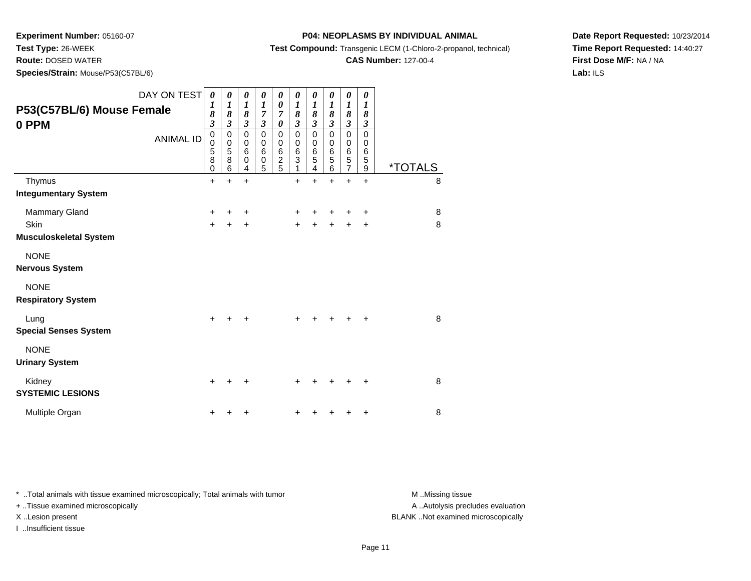**Experiment Number:** 05160-07

**Test Type:** 26-WEEK

**Route:** DOSED WATER

**Species/Strain:** Mouse/P53(C57BL/6)

**P04: NEOPLASMS BY INDIVIDUAL ANIMAL**

**Test Compound:** Transgenic LECM (1-Chloro-2-propanol, technical)

**CAS Number:** 127-00-4

**Date Report Requested:** 10/23/2014

**Time Report Requested:** 14:40:27

**First Dose M/F:** NA / NA

**Lab:** ILS

## P53(C57BL/6) Mouse Female 0 PPM

| DAY ON TEST | 0183 | 0183 | 0183 | 0173 | 0070 | 0183 | 0183 | 0183 | 0183 | 0183 | |
|---|---|---|---|---|---|---|---|---|---|---|---|
| ANIMAL ID | 00580 | 00586 | 00604 | 00605 | 00625 | 00631 | 00654 | 00656 | 00657 | 00659 | *TOTALS |
| Thymus | + | + | + | | | + | + | + | + | + | 8 |
| **Integumentary System** | | | | | | | | | | | |
| Mammary Gland | + | + | + | | | + | + | + | + | + | 8 |
| Skin | + | + | + | | | + | + | + | + | + | 8 |
| **Musculoskeletal System** | | | | | | | | | | | |
| NONE | | | | | | | | | | | |
| **Nervous System** | | | | | | | | | | | |
| NONE | | | | | | | | | | | |
| **Respiratory System** | | | | | | | | | | | |
| Lung | + | + | + | | | + | + | + | + | + | 8 |
| **Special Senses System** | | | | | | | | | | | |
| NONE | | | | | | | | | | | |
| **Urinary System** | | | | | | | | | | | |
| Kidney | + | + | + | | | + | + | + | + | + | 8 |
| **SYSTEMIC LESIONS** | | | | | | | | | | | |
| Multiple Organ | + | + | + | | | + | + | + | + | + | 8 |

* ..Total animals with tissue examined microscopically; Total animals with tumor

+ ..Tissue examined microscopically

X ..Lesion present

I ..Insufficient tissue

M ..Missing tissue

A ..Autolysis precludes evaluation

BLANK ..Not examined microscopically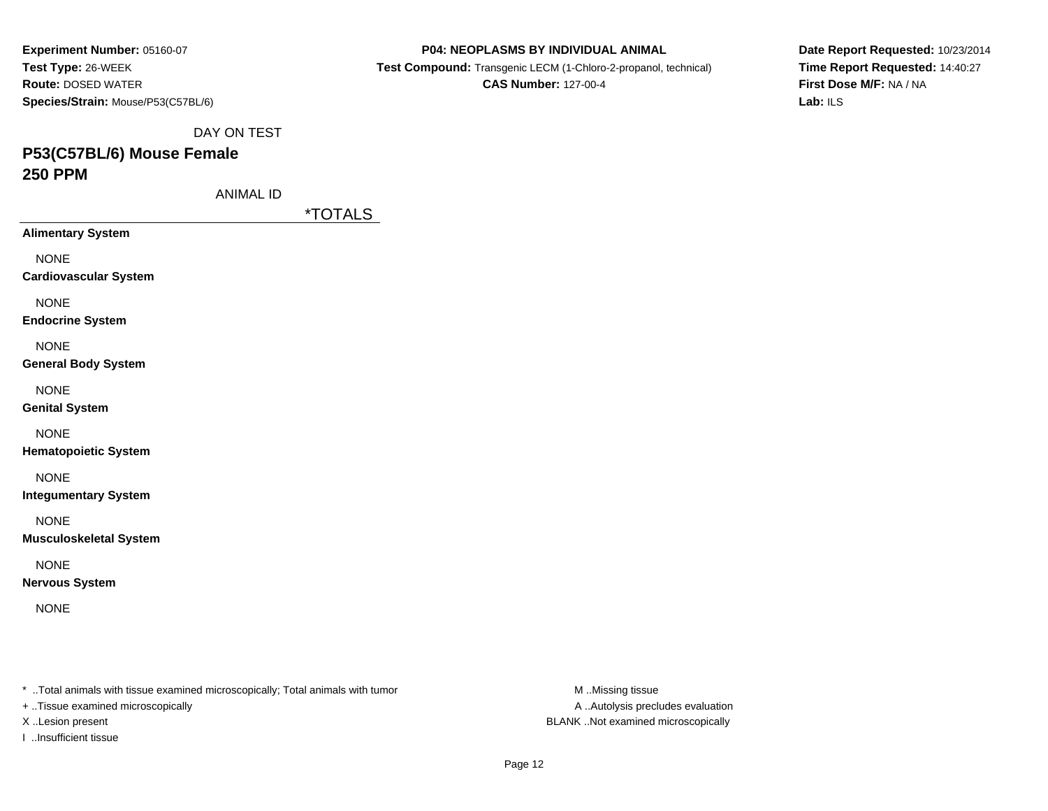**Experiment Number:** 05160-07
**Test Type:** 26-WEEK
**Route:** DOSED WATER
**Species/Strain:** Mouse/P53(C57BL/6)

**P04: NEOPLASMS BY INDIVIDUAL ANIMAL**
**Test Compound:** Transgenic LECM (1-Chloro-2-propanol, technical)
**CAS Number:** 127-00-4

**Date Report Requested:** 10/23/2014
**Time Report Requested:** 14:40:27
**First Dose M/F:** NA / NA
**Lab:** ILS

DAY ON TEST

## P53(C57BL/6) Mouse Female
## 250 PPM

ANIMAL ID

| | *TOTALS |
|---|---|
| **Alimentary System** | |
| NONE | |
| **Cardiovascular System** | |
| NONE | |
| **Endocrine System** | |
| NONE | |
| **General Body System** | |
| NONE | |
| **Genital System** | |
| NONE | |
| **Hematopoietic System** | |
| NONE | |
| **Integumentary System** | |
| NONE | |
| **Musculoskeletal System** | |
| NONE | |
| **Nervous System** | |
| NONE | |

* ..Total animals with tissue examined microscopically; Total animals with tumor
+ ..Tissue examined microscopically
X ..Lesion present
I ..Insufficient tissue

M ..Missing tissue
A ..Autolysis precludes evaluation
BLANK ..Not examined microscopically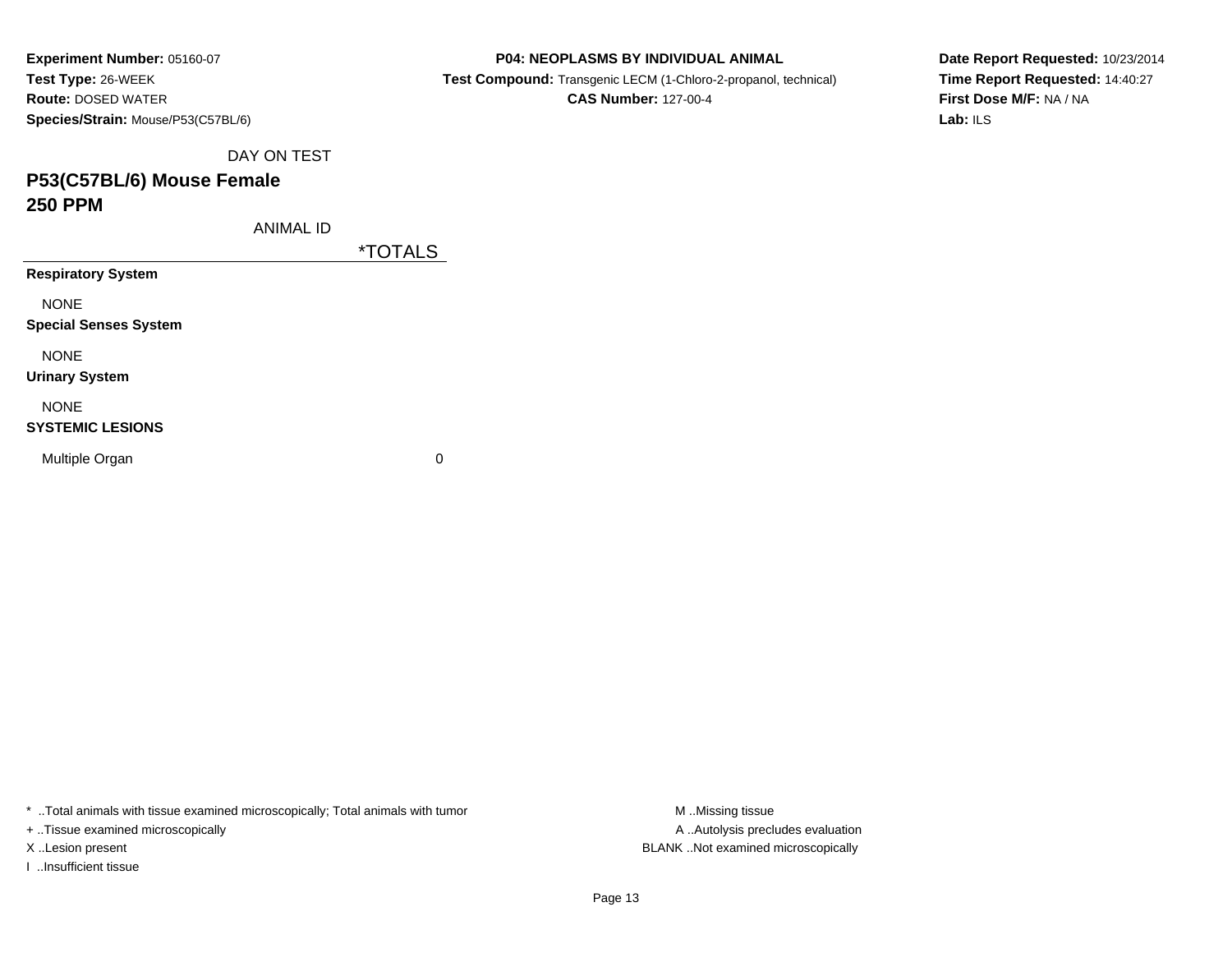**Experiment Number:** 05160-07
**Test Type:** 26-WEEK
**Route:** DOSED WATER
**Species/Strain:** Mouse/P53(C57BL/6)

**P04: NEOPLASMS BY INDIVIDUAL ANIMAL**
**Test Compound:** Transgenic LECM (1-Chloro-2-propanol, technical)
**CAS Number:** 127-00-4

**Date Report Requested:** 10/23/2014
**Time Report Requested:** 14:40:27
**First Dose M/F:** NA / NA
**Lab:** ILS

DAY ON TEST

## P53(C57BL/6) Mouse Female
## 250 PPM

| ANIMAL ID | *TOTALS |
|---|---|
| **Respiratory System** | |
| NONE | |
| **Special Senses System** | |
| NONE | |
| **Urinary System** | |
| NONE | |
| **SYSTEMIC LESIONS** | |
| Multiple Organ | 0 |

* ..Total animals with tissue examined microscopically; Total animals with tumor
+ ..Tissue examined microscopically
X ..Lesion present
I ..Insufficient tissue

M ..Missing tissue
A ..Autolysis precludes evaluation
BLANK ..Not examined microscopically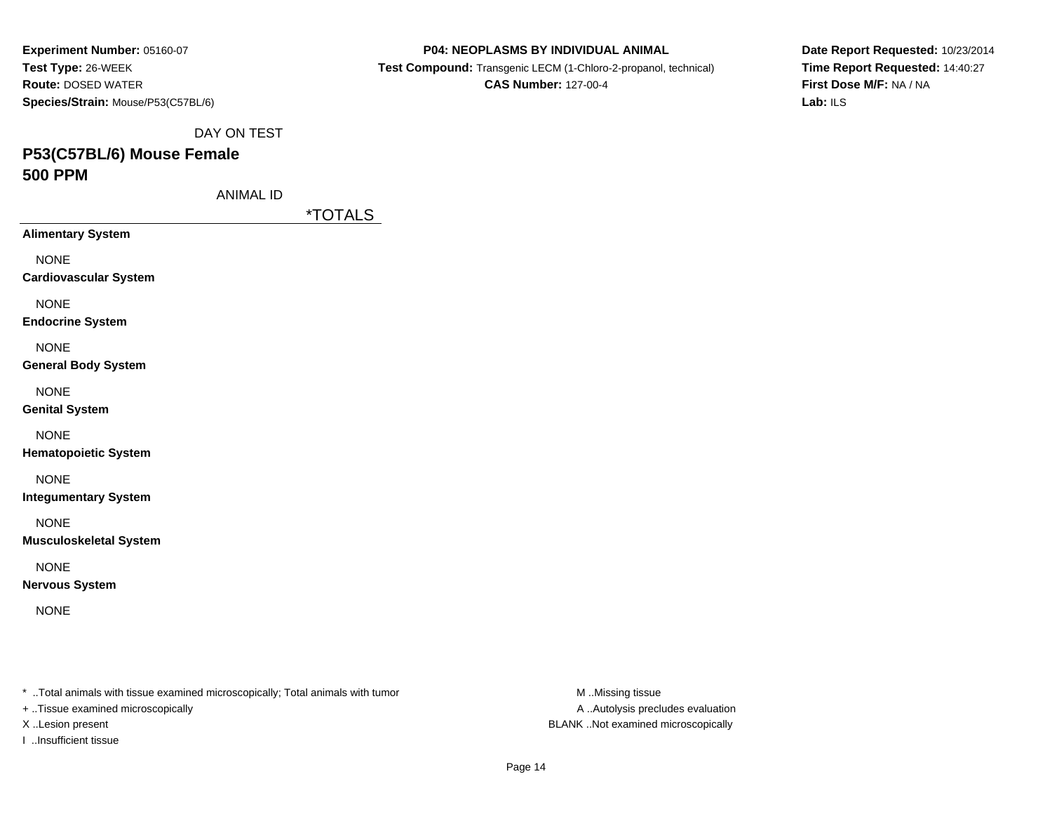**Experiment Number:** 05160-07
**Test Type:** 26-WEEK
**Route:** DOSED WATER
**Species/Strain:** Mouse/P53(C57BL/6)

**P04: NEOPLASMS BY INDIVIDUAL ANIMAL**
**Test Compound:** Transgenic LECM (1-Chloro-2-propanol, technical)
**CAS Number:** 127-00-4

**Date Report Requested:** 10/23/2014
**Time Report Requested:** 14:40:27
**First Dose M/F:** NA / NA
**Lab:** ILS

DAY ON TEST

## P53(C57BL/6) Mouse Female
## 500 PPM

ANIMAL ID

| | *TOTALS |
|---|---|
| **Alimentary System** | |
| NONE | |
| **Cardiovascular System** | |
| NONE | |
| **Endocrine System** | |
| NONE | |
| **General Body System** | |
| NONE | |
| **Genital System** | |
| NONE | |
| **Hematopoietic System** | |
| NONE | |
| **Integumentary System** | |
| NONE | |
| **Musculoskeletal System** | |
| NONE | |
| **Nervous System** | |
| NONE | |

* ..Total animals with tissue examined microscopically; Total animals with tumor
+ ..Tissue examined microscopically
X ..Lesion present
I ..Insufficient tissue

M ..Missing tissue
A ..Autolysis precludes evaluation
BLANK ..Not examined microscopically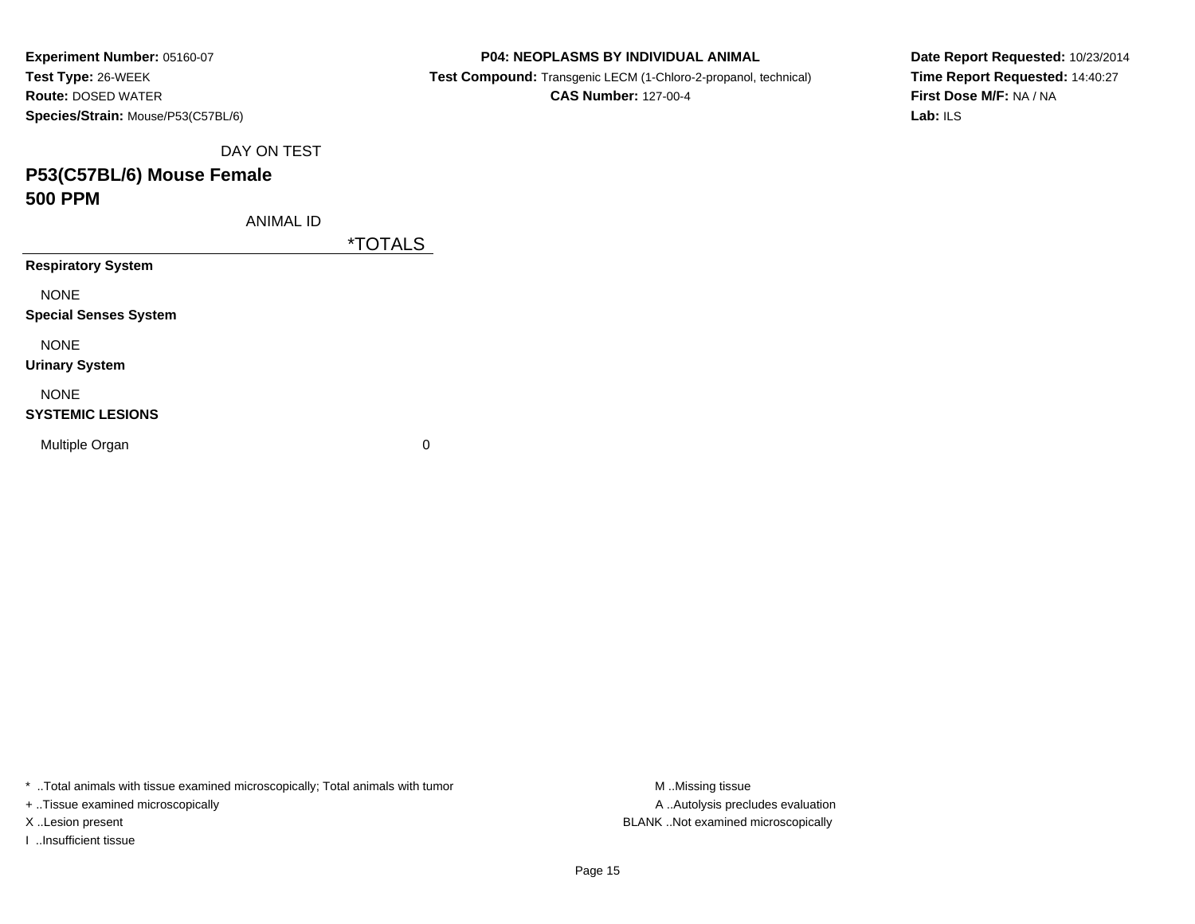**Experiment Number:** 05160-07
**Test Type:** 26-WEEK
**Route:** DOSED WATER
**Species/Strain:** Mouse/P53(C57BL/6)

**P04: NEOPLASMS BY INDIVIDUAL ANIMAL**
**Test Compound:** Transgenic LECM (1-Chloro-2-propanol, technical)
**CAS Number:** 127-00-4

**Date Report Requested:** 10/23/2014
**Time Report Requested:** 14:40:27
**First Dose M/F:** NA / NA
**Lab:** ILS

DAY ON TEST

## P53(C57BL/6) Mouse Female
## 500 PPM

| ANIMAL ID | *TOTALS |
|---|---|
| **Respiratory System** | |
| NONE | |
| **Special Senses System** | |
| NONE | |
| **Urinary System** | |
| NONE | |
| **SYSTEMIC LESIONS** | |
| Multiple Organ | 0 |

* ..Total animals with tissue examined microscopically; Total animals with tumor
+ ..Tissue examined microscopically
X ..Lesion present
I ..Insufficient tissue

M ..Missing tissue
A ..Autolysis precludes evaluation
BLANK ..Not examined microscopically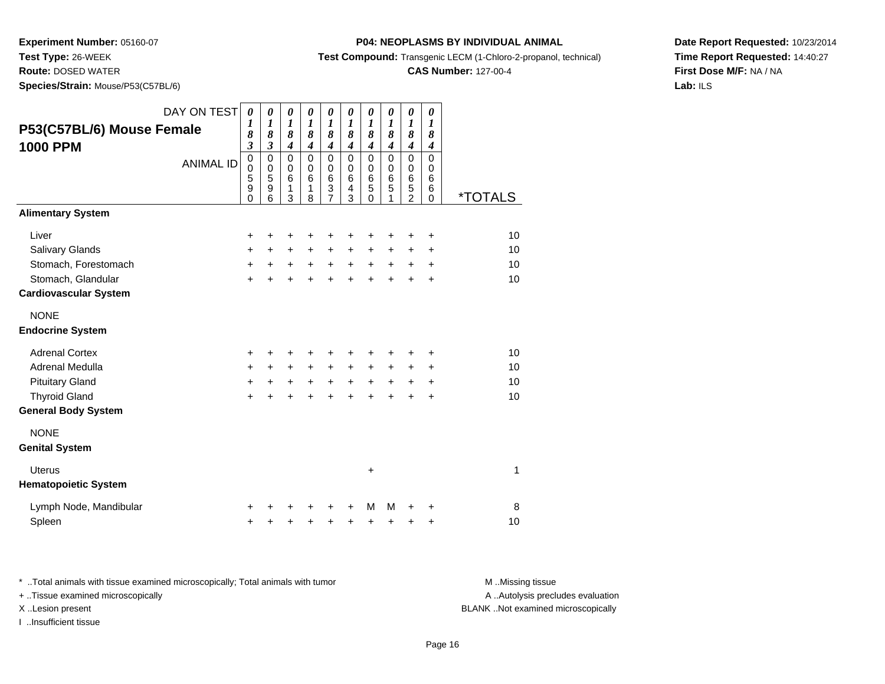**Experiment Number:** 05160-07
**Test Type:** 26-WEEK
**Route:** DOSED WATER
**Species/Strain:** Mouse/P53(C57BL/6)

**P04: NEOPLASMS BY INDIVIDUAL ANIMAL**
**Test Compound:** Transgenic LECM (1-Chloro-2-propanol, technical)
**CAS Number:** 127-00-4

**Date Report Requested:** 10/23/2014
**Time Report Requested:** 14:40:27
**First Dose M/F:** NA / NA
**Lab:** ILS

## P53(C57BL/6) Mouse Female 1000 PPM

| DAY ON TEST | 0183 | 0183 | 0184 | 0184 | 0184 | 0184 | 0184 | 0184 | 0184 | 0184 | |
|---|---|---|---|---|---|---|---|---|---|---|---|
| ANIMAL ID | 00590 | 00596 | 00613 | 00618 | 00637 | 00643 | 00650 | 00651 | 00652 | 00660 | *TOTALS |
| **Alimentary System** | | | | | | | | | | | |
| Liver | + | + | + | + | + | + | + | + | + | + | 10 |
| Salivary Glands | + | + | + | + | + | + | + | + | + | + | 10 |
| Stomach, Forestomach | + | + | + | + | + | + | + | + | + | + | 10 |
| Stomach, Glandular | + | + | + | + | + | + | + | + | + | + | 10 |
| **Cardiovascular System** | | | | | | | | | | | |
| NONE | | | | | | | | | | | |
| **Endocrine System** | | | | | | | | | | | |
| Adrenal Cortex | + | + | + | + | + | + | + | + | + | + | 10 |
| Adrenal Medulla | + | + | + | + | + | + | + | + | + | + | 10 |
| Pituitary Gland | + | + | + | + | + | + | + | + | + | + | 10 |
| Thyroid Gland | + | + | + | + | + | + | + | + | + | + | 10 |
| **General Body System** | | | | | | | | | | | |
| NONE | | | | | | | | | | | |
| **Genital System** | | | | | | | | | | | |
| Uterus | | | | | | | + | | | | 1 |
| **Hematopoietic System** | | | | | | | | | | | |
| Lymph Node, Mandibular | + | + | + | + | + | + | M | M | + | + | 8 |
| Spleen | + | + | + | + | + | + | + | + | + | + | 10 |

\* ..Total animals with tissue examined microscopically; Total animals with tumor
\+ ..Tissue examined microscopically
X ..Lesion present
I ..Insufficient tissue

M ..Missing tissue
A ..Autolysis precludes evaluation
BLANK ..Not examined microscopically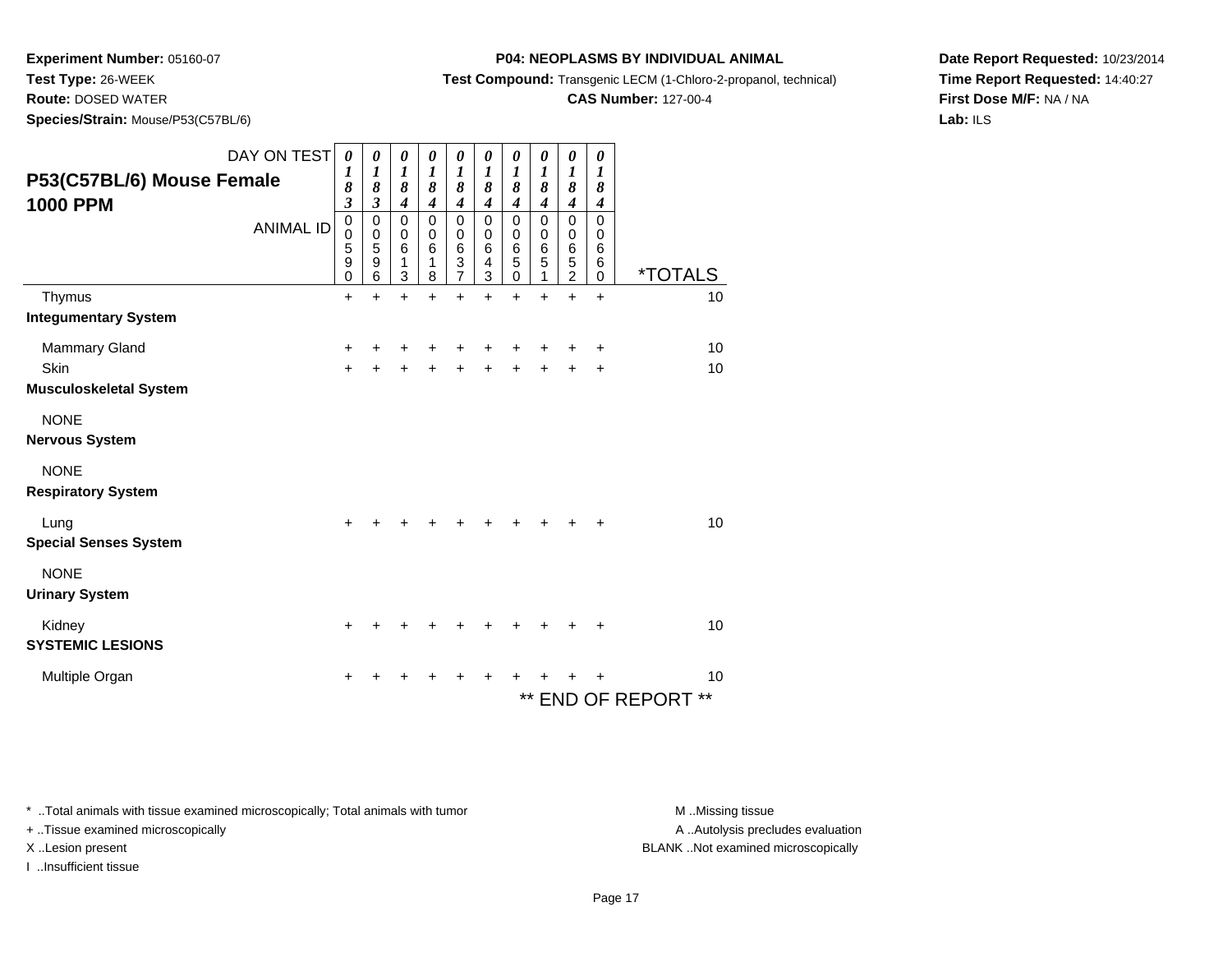**Experiment Number:** 05160-07
**Test Type:** 26-WEEK
**Route:** DOSED WATER
**Species/Strain:** Mouse/P53(C57BL/6)

**P04: NEOPLASMS BY INDIVIDUAL ANIMAL**
**Test Compound:** Transgenic LECM (1-Chloro-2-propanol, technical)
**CAS Number:** 127-00-4

**Date Report Requested:** 10/23/2014
**Time Report Requested:** 14:40:27
**First Dose M/F:** NA / NA
**Lab:** ILS

## P53(C57BL/6) Mouse Female 1000 PPM

| DAY ON TEST | 0183 | 0183 | 0184 | 0184 | 0184 | 0184 | 0184 | 0184 | 0184 | 0184 | |
|---|---|---|---|---|---|---|---|---|---|---|---|
| ANIMAL ID | 00590 | 00596 | 00613 | 00618 | 00637 | 00643 | 00650 | 00651 | 00652 | 00660 | *TOTALS |
| Thymus | + | + | + | + | + | + | + | + | + | + | 10 |
| **Integumentary System** | | | | | | | | | | | |
| Mammary Gland | + | + | + | + | + | + | + | + | + | + | 10 |
| Skin | + | + | + | + | + | + | + | + | + | + | 10 |
| **Musculoskeletal System** | | | | | | | | | | | |
| NONE | | | | | | | | | | | |
| **Nervous System** | | | | | | | | | | | |
| NONE | | | | | | | | | | | |
| **Respiratory System** | | | | | | | | | | | |
| Lung | + | + | + | + | + | + | + | + | + | + | 10 |
| **Special Senses System** | | | | | | | | | | | |
| NONE | | | | | | | | | | | |
| **Urinary System** | | | | | | | | | | | |
| Kidney | + | + | + | + | + | + | + | + | + | + | 10 |
| **SYSTEMIC LESIONS** | | | | | | | | | | | |
| Multiple Organ | + | + | + | + | + | + | + | + | + | + | 10 |

** END OF REPORT **

* ..Total animals with tissue examined microscopically; Total animals with tumor
+ ..Tissue examined microscopically
X ..Lesion present
I ..Insufficient tissue

M ..Missing tissue
A ..Autolysis precludes evaluation
BLANK ..Not examined microscopically